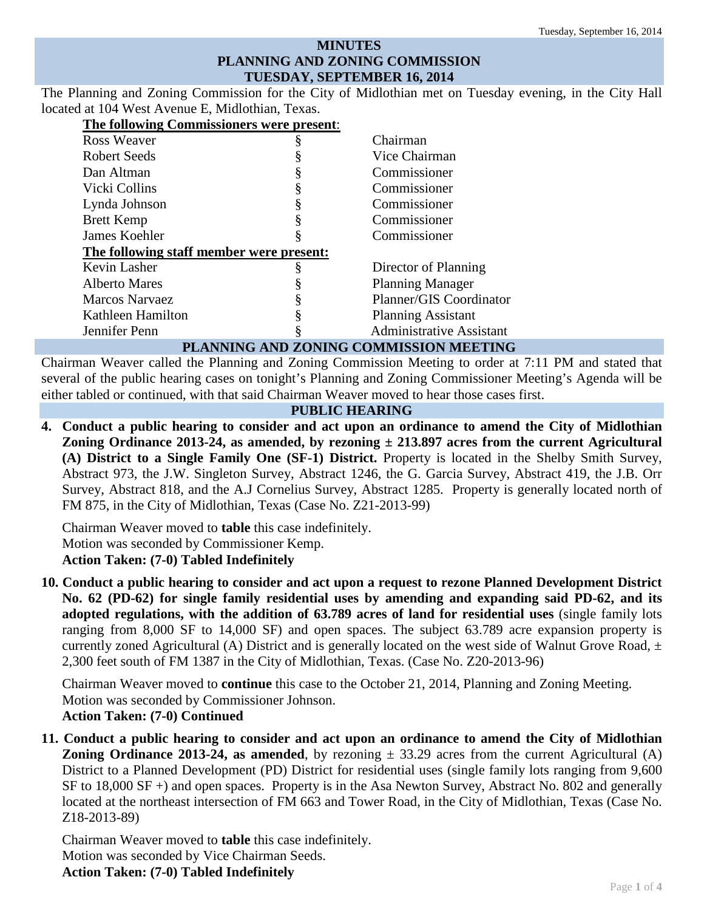# MINUTES
# PLANNING AND ZONING COMMISSION
# TUESDAY, SEPTEMBER 16, 2014

The Planning and Zoning Commission for the City of Midlothian met on Tuesday evening, in the City Hall located at 104 West Avenue E, Midlothian, Texas.

**The following Commissioners were present:**

| | | |
|---|---|---|
| Ross Weaver | § | Chairman |
| Robert Seeds | § | Vice Chairman |
| Dan Altman | § | Commissioner |
| Vicki Collins | § | Commissioner |
| Lynda Johnson | § | Commissioner |
| Brett Kemp | § | Commissioner |
| James Koehler | § | Commissioner |

**The following staff member were present:**

| | | |
|---|---|---|
| Kevin Lasher | § | Director of Planning |
| Alberto Mares | § | Planning Manager |
| Marcos Narvaez | § | Planner/GIS Coordinator |
| Kathleen Hamilton | § | Planning Assistant |
| Jennifer Penn | § | Administrative Assistant |

## PLANNING AND ZONING COMMISSION MEETING

Chairman Weaver called the Planning and Zoning Commission Meeting to order at 7:11 PM and stated that several of the public hearing cases on tonight's Planning and Zoning Commissioner Meeting's Agenda will be either tabled or continued, with that said Chairman Weaver moved to hear those cases first.

## PUBLIC HEARING

**4. Conduct a public hearing to consider and act upon an ordinance to amend the City of Midlothian Zoning Ordinance 2013-24, as amended, by rezoning ± 213.897 acres from the current Agricultural (A) District to a Single Family One (SF-1) District.** Property is located in the Shelby Smith Survey, Abstract 973, the J.W. Singleton Survey, Abstract 1246, the G. Garcia Survey, Abstract 419, the J.B. Orr Survey, Abstract 818, and the A.J Cornelius Survey, Abstract 1285. Property is generally located north of FM 875, in the City of Midlothian, Texas (Case No. Z21-2013-99)

Chairman Weaver moved to **table** this case indefinitely.
Motion was seconded by Commissioner Kemp.
**Action Taken: (7-0) Tabled Indefinitely**

**10. Conduct a public hearing to consider and act upon a request to rezone Planned Development District No. 62 (PD-62) for single family residential uses by amending and expanding said PD-62, and its adopted regulations, with the addition of 63.789 acres of land for residential uses** (single family lots ranging from 8,000 SF to 14,000 SF) and open spaces. The subject 63.789 acre expansion property is currently zoned Agricultural (A) District and is generally located on the west side of Walnut Grove Road, ± 2,300 feet south of FM 1387 in the City of Midlothian, Texas. (Case No. Z20-2013-96)

Chairman Weaver moved to **continue** this case to the October 21, 2014, Planning and Zoning Meeting.
Motion was seconded by Commissioner Johnson.
**Action Taken: (7-0) Continued**

**11. Conduct a public hearing to consider and act upon an ordinance to amend the City of Midlothian Zoning Ordinance 2013-24, as amended**, by rezoning ± 33.29 acres from the current Agricultural (A) District to a Planned Development (PD) District for residential uses (single family lots ranging from 9,600 SF to 18,000 SF +) and open spaces. Property is in the Asa Newton Survey, Abstract No. 802 and generally located at the northeast intersection of FM 663 and Tower Road, in the City of Midlothian, Texas (Case No. Z18-2013-89)

Chairman Weaver moved to **table** this case indefinitely.
Motion was seconded by Vice Chairman Seeds.
**Action Taken: (7-0) Tabled Indefinitely**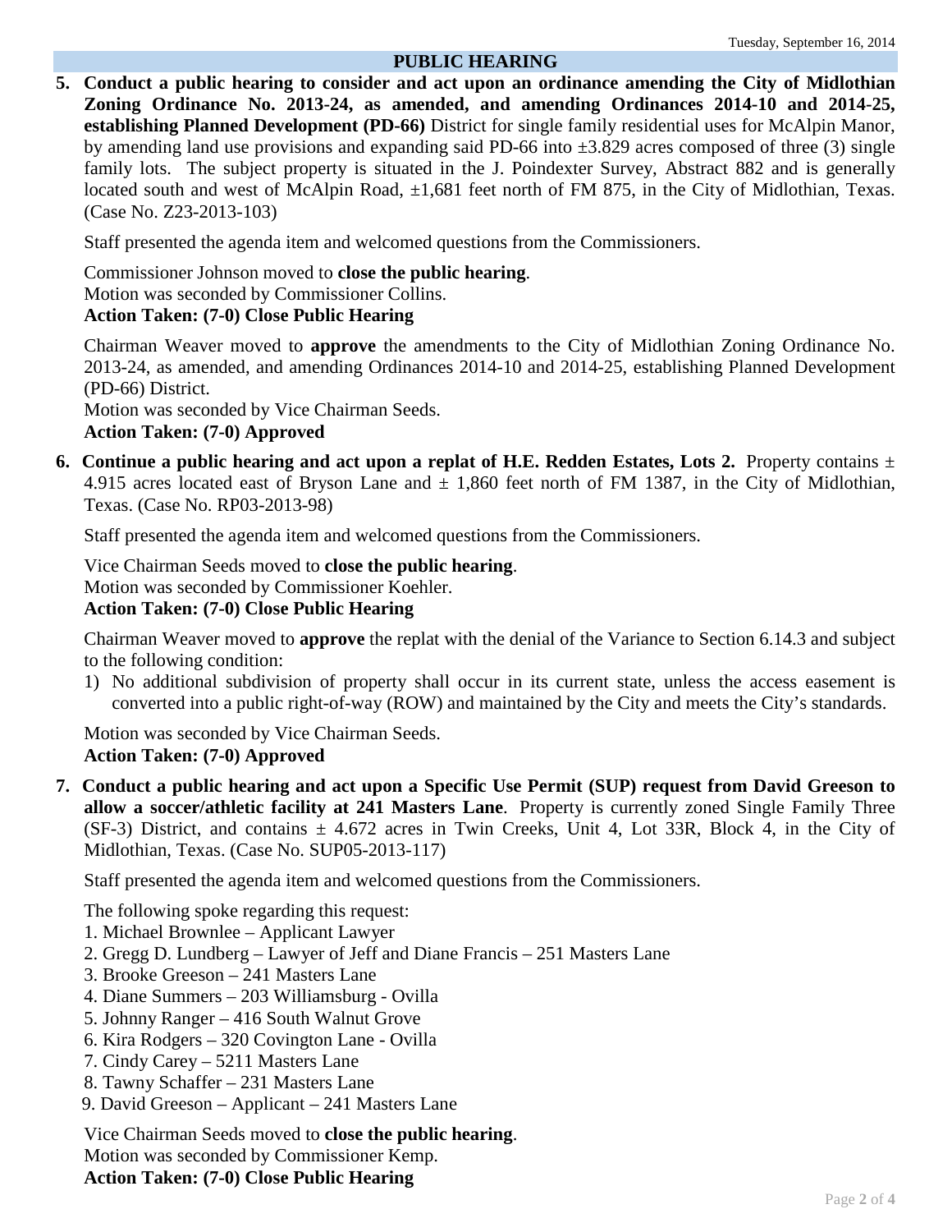## PUBLIC HEARING

**5. Conduct a public hearing to consider and act upon an ordinance amending the City of Midlothian Zoning Ordinance No. 2013-24, as amended, and amending Ordinances 2014-10 and 2014-25, establishing Planned Development (PD-66)** District for single family residential uses for McAlpin Manor, by amending land use provisions and expanding said PD-66 into ±3.829 acres composed of three (3) single family lots. The subject property is situated in the J. Poindexter Survey, Abstract 882 and is generally located south and west of McAlpin Road, ±1,681 feet north of FM 875, in the City of Midlothian, Texas. (Case No. Z23-2013-103)

Staff presented the agenda item and welcomed questions from the Commissioners.

Commissioner Johnson moved to **close the public hearing**.
Motion was seconded by Commissioner Collins.
**Action Taken: (7-0) Close Public Hearing**

Chairman Weaver moved to **approve** the amendments to the City of Midlothian Zoning Ordinance No. 2013-24, as amended, and amending Ordinances 2014-10 and 2014-25, establishing Planned Development (PD-66) District.
Motion was seconded by Vice Chairman Seeds.
**Action Taken: (7-0) Approved**

**6. Continue a public hearing and act upon a replat of H.E. Redden Estates, Lots 2.** Property contains ± 4.915 acres located east of Bryson Lane and ± 1,860 feet north of FM 1387, in the City of Midlothian, Texas. (Case No. RP03-2013-98)

Staff presented the agenda item and welcomed questions from the Commissioners.

Vice Chairman Seeds moved to **close the public hearing**.
Motion was seconded by Commissioner Koehler.
**Action Taken: (7-0) Close Public Hearing**

Chairman Weaver moved to **approve** the replat with the denial of the Variance to Section 6.14.3 and subject to the following condition:

1) No additional subdivision of property shall occur in its current state, unless the access easement is converted into a public right-of-way (ROW) and maintained by the City and meets the City's standards.

Motion was seconded by Vice Chairman Seeds.
**Action Taken: (7-0) Approved**

**7. Conduct a public hearing and act upon a Specific Use Permit (SUP) request from David Greeson to allow a soccer/athletic facility at 241 Masters Lane**. Property is currently zoned Single Family Three (SF-3) District, and contains ± 4.672 acres in Twin Creeks, Unit 4, Lot 33R, Block 4, in the City of Midlothian, Texas. (Case No. SUP05-2013-117)

Staff presented the agenda item and welcomed questions from the Commissioners.

The following spoke regarding this request:
1. Michael Brownlee – Applicant Lawyer
2. Gregg D. Lundberg – Lawyer of Jeff and Diane Francis – 251 Masters Lane
3. Brooke Greeson – 241 Masters Lane
4. Diane Summers – 203 Williamsburg - Ovilla
5. Johnny Ranger – 416 South Walnut Grove
6. Kira Rodgers – 320 Covington Lane - Ovilla
7. Cindy Carey – 5211 Masters Lane
8. Tawny Schaffer – 231 Masters Lane
9. David Greeson – Applicant – 241 Masters Lane

Vice Chairman Seeds moved to **close the public hearing**.
Motion was seconded by Commissioner Kemp.
**Action Taken: (7-0) Close Public Hearing**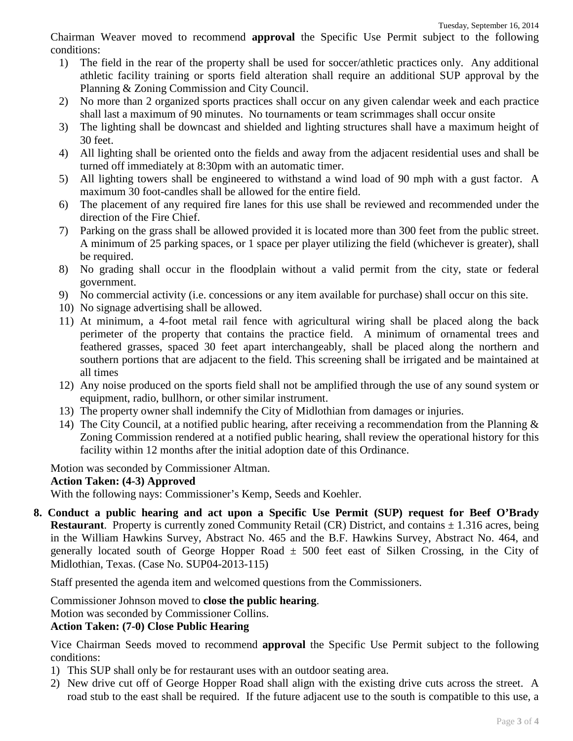Chairman Weaver moved to recommend **approval** the Specific Use Permit subject to the following conditions:

1) The field in the rear of the property shall be used for soccer/athletic practices only. Any additional athletic facility training or sports field alteration shall require an additional SUP approval by the Planning & Zoning Commission and City Council.
2) No more than 2 organized sports practices shall occur on any given calendar week and each practice shall last a maximum of 90 minutes. No tournaments or team scrimmages shall occur onsite
3) The lighting shall be downcast and shielded and lighting structures shall have a maximum height of 30 feet.
4) All lighting shall be oriented onto the fields and away from the adjacent residential uses and shall be turned off immediately at 8:30pm with an automatic timer.
5) All lighting towers shall be engineered to withstand a wind load of 90 mph with a gust factor. A maximum 30 foot-candles shall be allowed for the entire field.
6) The placement of any required fire lanes for this use shall be reviewed and recommended under the direction of the Fire Chief.
7) Parking on the grass shall be allowed provided it is located more than 300 feet from the public street. A minimum of 25 parking spaces, or 1 space per player utilizing the field (whichever is greater), shall be required.
8) No grading shall occur in the floodplain without a valid permit from the city, state or federal government.
9) No commercial activity (i.e. concessions or any item available for purchase) shall occur on this site.
10) No signage advertising shall be allowed.
11) At minimum, a 4-foot metal rail fence with agricultural wiring shall be placed along the back perimeter of the property that contains the practice field. A minimum of ornamental trees and feathered grasses, spaced 30 feet apart interchangeably, shall be placed along the northern and southern portions that are adjacent to the field. This screening shall be irrigated and be maintained at all times
12) Any noise produced on the sports field shall not be amplified through the use of any sound system or equipment, radio, bullhorn, or other similar instrument.
13) The property owner shall indemnify the City of Midlothian from damages or injuries.
14) The City Council, at a notified public hearing, after receiving a recommendation from the Planning & Zoning Commission rendered at a notified public hearing, shall review the operational history for this facility within 12 months after the initial adoption date of this Ordinance.

Motion was seconded by Commissioner Altman.
**Action Taken: (4-3) Approved**
With the following nays: Commissioner's Kemp, Seeds and Koehler.

**8. Conduct a public hearing and act upon a Specific Use Permit (SUP) request for Beef O'Brady Restaurant**. Property is currently zoned Community Retail (CR) District, and contains ± 1.316 acres, being in the William Hawkins Survey, Abstract No. 465 and the B.F. Hawkins Survey, Abstract No. 464, and generally located south of George Hopper Road ± 500 feet east of Silken Crossing, in the City of Midlothian, Texas. (Case No. SUP04-2013-115)

Staff presented the agenda item and welcomed questions from the Commissioners.

Commissioner Johnson moved to **close the public hearing**.
Motion was seconded by Commissioner Collins.
**Action Taken: (7-0) Close Public Hearing**

Vice Chairman Seeds moved to recommend **approval** the Specific Use Permit subject to the following conditions:

1) This SUP shall only be for restaurant uses with an outdoor seating area.
2) New drive cut off of George Hopper Road shall align with the existing drive cuts across the street. A road stub to the east shall be required. If the future adjacent use to the south is compatible to this use, a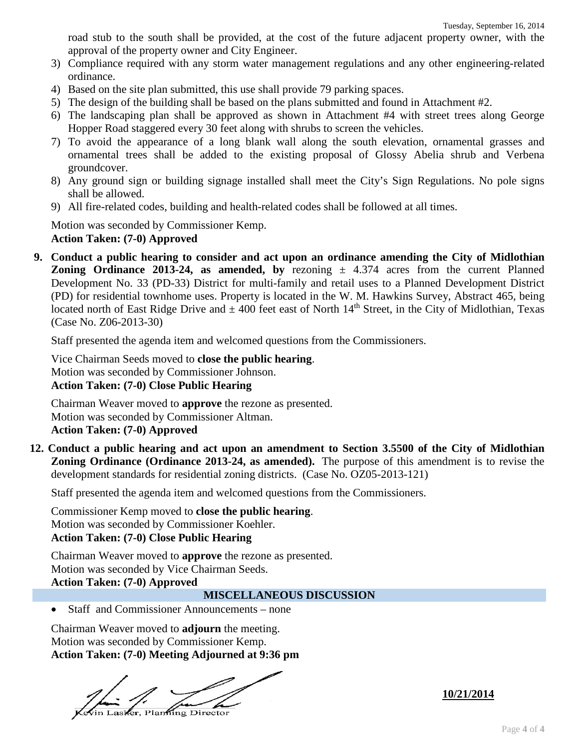road stub to the south shall be provided, at the cost of the future adjacent property owner, with the approval of the property owner and City Engineer.

3) Compliance required with any storm water management regulations and any other engineering-related ordinance.
4) Based on the site plan submitted, this use shall provide 79 parking spaces.
5) The design of the building shall be based on the plans submitted and found in Attachment #2.
6) The landscaping plan shall be approved as shown in Attachment #4 with street trees along George Hopper Road staggered every 30 feet along with shrubs to screen the vehicles.
7) To avoid the appearance of a long blank wall along the south elevation, ornamental grasses and ornamental trees shall be added to the existing proposal of Glossy Abelia shrub and Verbena groundcover.
8) Any ground sign or building signage installed shall meet the City's Sign Regulations. No pole signs shall be allowed.
9) All fire-related codes, building and health-related codes shall be followed at all times.

Motion was seconded by Commissioner Kemp.
**Action Taken: (7-0) Approved**

**9. Conduct a public hearing to consider and act upon an ordinance amending the City of Midlothian Zoning Ordinance 2013-24, as amended, by** rezoning ± 4.374 acres from the current Planned Development No. 33 (PD-33) District for multi-family and retail uses to a Planned Development District (PD) for residential townhome uses. Property is located in the W. M. Hawkins Survey, Abstract 465, being located north of East Ridge Drive and ± 400 feet east of North 14th Street, in the City of Midlothian, Texas (Case No. Z06-2013-30)

Staff presented the agenda item and welcomed questions from the Commissioners.

Vice Chairman Seeds moved to **close the public hearing**.
Motion was seconded by Commissioner Johnson.
**Action Taken: (7-0) Close Public Hearing**

Chairman Weaver moved to **approve** the rezone as presented.
Motion was seconded by Commissioner Altman.
**Action Taken: (7-0) Approved**

**12. Conduct a public hearing and act upon an amendment to Section 3.5500 of the City of Midlothian Zoning Ordinance (Ordinance 2013-24, as amended).** The purpose of this amendment is to revise the development standards for residential zoning districts. (Case No. OZ05-2013-121)

Staff presented the agenda item and welcomed questions from the Commissioners.

Commissioner Kemp moved to **close the public hearing**.
Motion was seconded by Commissioner Koehler.
**Action Taken: (7-0) Close Public Hearing**

Chairman Weaver moved to **approve** the rezone as presented.
Motion was seconded by Vice Chairman Seeds.
**Action Taken: (7-0) Approved**

## MISCELLANEOUS DISCUSSION

- Staff and Commissioner Announcements – none

Chairman Weaver moved to **adjourn** the meeting.
Motion was seconded by Commissioner Kemp.
**Action Taken: (7-0) Meeting Adjourned at 9:36 pm**

Kevin Lasher, Planning Director

**10/21/2014**